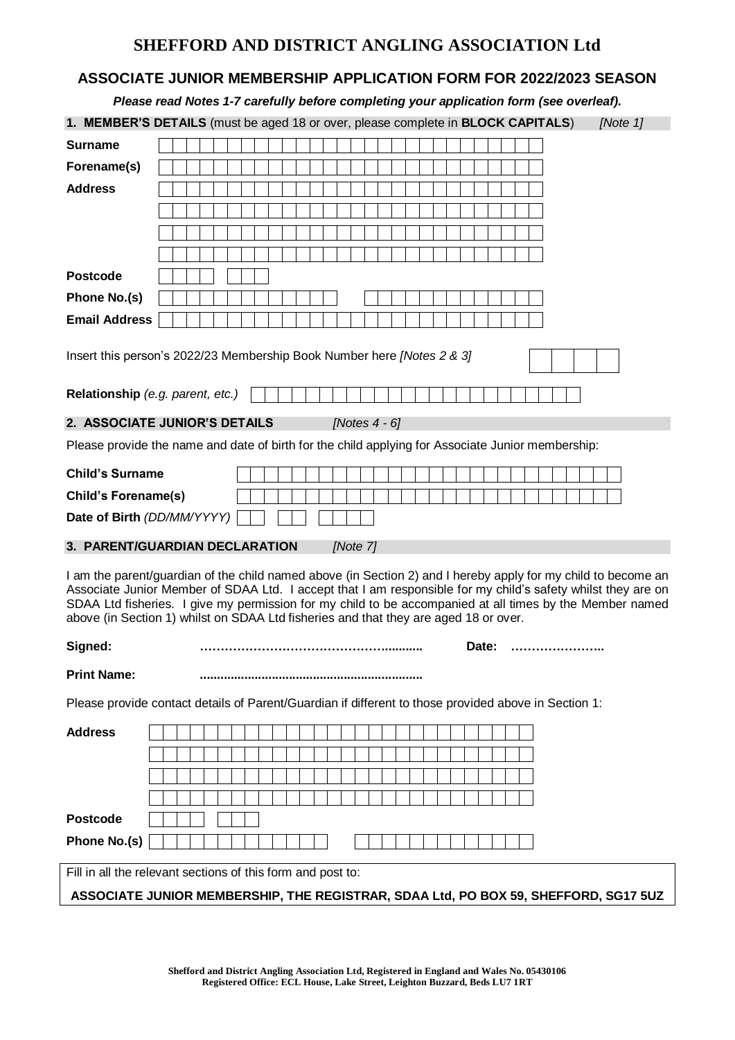# SHEFFORD AND DISTRICT ANGLING ASSOCIATION Ltd

## ASSOCIATE JUNIOR MEMBERSHIP APPLICATION FORM FOR 2022/2023 SEASON

***Please read Notes 1-7 carefully before completing your application form (see overleaf).***

### 1. MEMBER'S DETAILS (must be aged 18 or over, please complete in BLOCK CAPITALS) *[Note 1]*

**Surname**

**Forename(s)**

**Address**

**Postcode**

**Phone No.(s)**

**Email Address**

Insert this person's 2022/23 Membership Book Number here *[Notes 2 & 3]*

**Relationship** *(e.g. parent, etc.)*

### 2. ASSOCIATE JUNIOR'S DETAILS *[Notes 4 - 6]*

Please provide the name and date of birth for the child applying for Associate Junior membership:

**Child's Surname**

**Child's Forename(s)**

**Date of Birth** *(DD/MM/YYYY)*

### 3. PARENT/GUARDIAN DECLARATION *[Note 7]*

I am the parent/guardian of the child named above (in Section 2) and I hereby apply for my child to become an Associate Junior Member of SDAA Ltd. I accept that I am responsible for my child's safety whilst they are on SDAA Ltd fisheries. I give my permission for my child to be accompanied at all times by the Member named above (in Section 1) whilst on SDAA Ltd fisheries and that they are aged 18 or over.

**Signed:** ………………………………………….......... **Date:** …………………..

**Print Name:** ................................................................

Please provide contact details of Parent/Guardian if different to those provided above in Section 1:

**Address**

**Postcode**

**Phone No.(s)**

Fill in all the relevant sections of this form and post to:

**ASSOCIATE JUNIOR MEMBERSHIP, THE REGISTRAR, SDAA Ltd, PO BOX 59, SHEFFORD, SG17 5UZ**

**Shefford and District Angling Association Ltd, Registered in England and Wales No. 05430106**
**Registered Office: ECL House, Lake Street, Leighton Buzzard, Beds LU7 1RT**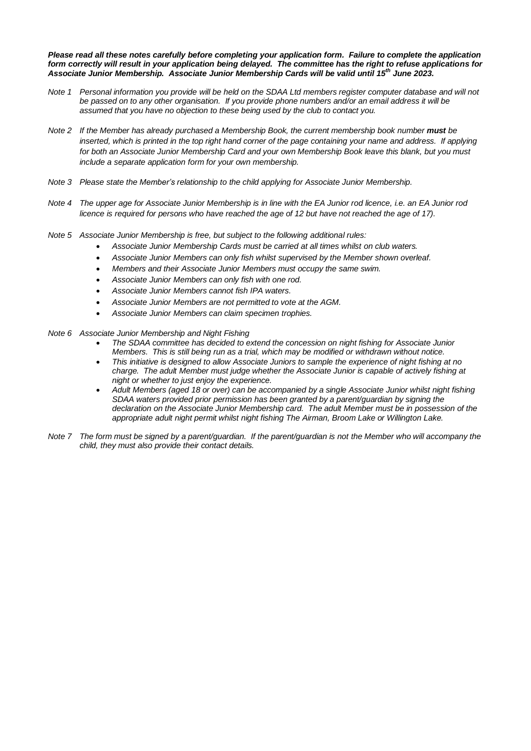***Please read all these notes carefully before completing your application form. Failure to complete the application form correctly will result in your application being delayed. The committee has the right to refuse applications for Associate Junior Membership. Associate Junior Membership Cards will be valid until 15th June 2023.***

*Note 1 Personal information you provide will be held on the SDAA Ltd members register computer database and will not be passed on to any other organisation. If you provide phone numbers and/or an email address it will be assumed that you have no objection to these being used by the club to contact you.*

*Note 2 If the Member has already purchased a Membership Book, the current membership book number **must** be inserted, which is printed in the top right hand corner of the page containing your name and address. If applying for both an Associate Junior Membership Card and your own Membership Book leave this blank, but you must include a separate application form for your own membership.*

*Note 3 Please state the Member's relationship to the child applying for Associate Junior Membership.*

*Note 4 The upper age for Associate Junior Membership is in line with the EA Junior rod licence, i.e. an EA Junior rod licence is required for persons who have reached the age of 12 but have not reached the age of 17).*

*Note 5 Associate Junior Membership is free, but subject to the following additional rules:*

- *Associate Junior Membership Cards must be carried at all times whilst on club waters.*
- *Associate Junior Members can only fish whilst supervised by the Member shown overleaf.*
- *Members and their Associate Junior Members must occupy the same swim.*
- *Associate Junior Members can only fish with one rod.*
- *Associate Junior Members cannot fish IPA waters.*
- *Associate Junior Members are not permitted to vote at the AGM.*
- *Associate Junior Members can claim specimen trophies.*

*Note 6 Associate Junior Membership and Night Fishing*

- *The SDAA committee has decided to extend the concession on night fishing for Associate Junior Members. This is still being run as a trial, which may be modified or withdrawn without notice.*
- *This initiative is designed to allow Associate Juniors to sample the experience of night fishing at no charge. The adult Member must judge whether the Associate Junior is capable of actively fishing at night or whether to just enjoy the experience.*
- *Adult Members (aged 18 or over) can be accompanied by a single Associate Junior whilst night fishing SDAA waters provided prior permission has been granted by a parent/guardian by signing the declaration on the Associate Junior Membership card. The adult Member must be in possession of the appropriate adult night permit whilst night fishing The Airman, Broom Lake or Willington Lake.*

*Note 7 The form must be signed by a parent/guardian. If the parent/guardian is not the Member who will accompany the child, they must also provide their contact details.*